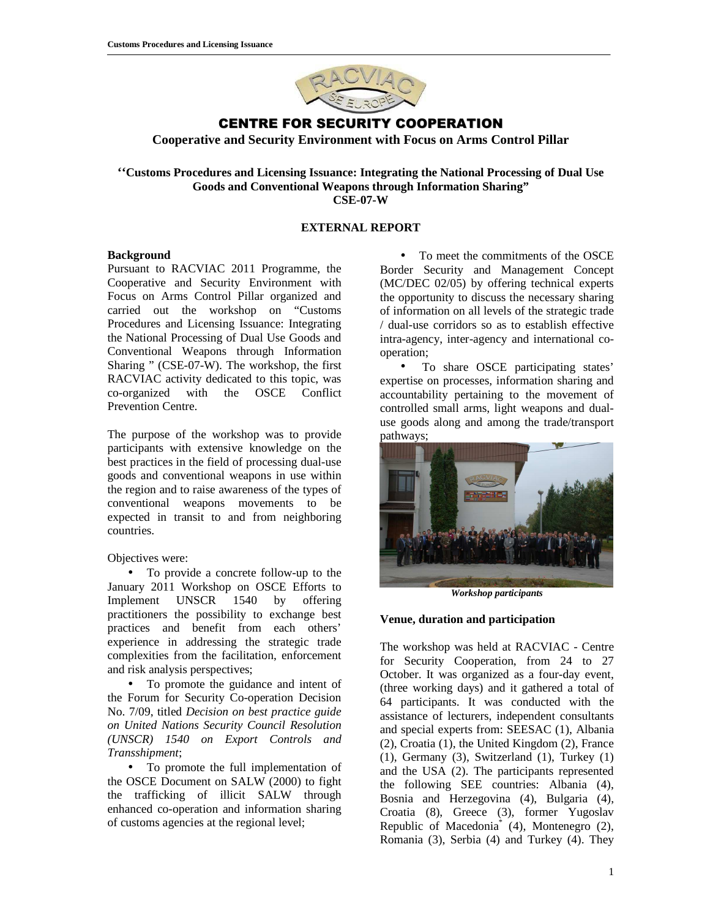# CENTRE FOR SECURITY COOPERATION

**Cooperative and Security Environment with Focus on Arms Control Pillar**

**''Customs Procedures and Licensing Issuance: Integrating the National Processing of Dual Use Goods and Conventional Weapons through Information Sharing"**
**CSE-07-W**

## EXTERNAL REPORT

### Background

Pursuant to RACVIAC 2011 Programme, the Cooperative and Security Environment with Focus on Arms Control Pillar organized and carried out the workshop on "Customs Procedures and Licensing Issuance: Integrating the National Processing of Dual Use Goods and Conventional Weapons through Information Sharing " (CSE-07-W). The workshop, the first RACVIAC activity dedicated to this topic, was co-organized with the OSCE Conflict Prevention Centre.

The purpose of the workshop was to provide participants with extensive knowledge on the best practices in the field of processing dual-use goods and conventional weapons in use within the region and to raise awareness of the types of conventional weapons movements to be expected in transit to and from neighboring countries.

Objectives were:

- To provide a concrete follow-up to the January 2011 Workshop on OSCE Efforts to Implement UNSCR 1540 by offering practitioners the possibility to exchange best practices and benefit from each others' experience in addressing the strategic trade complexities from the facilitation, enforcement and risk analysis perspectives;
- To promote the guidance and intent of the Forum for Security Co-operation Decision No. 7/09, titled *Decision on best practice guide on United Nations Security Council Resolution (UNSCR) 1540 on Export Controls and Transshipment*;
- To promote the full implementation of the OSCE Document on SALW (2000) to fight the trafficking of illicit SALW through enhanced co-operation and information sharing of customs agencies at the regional level;
- To meet the commitments of the OSCE Border Security and Management Concept (MC/DEC 02/05) by offering technical experts the opportunity to discuss the necessary sharing of information on all levels of the strategic trade / dual-use corridors so as to establish effective intra-agency, inter-agency and international co-operation;
- To share OSCE participating states' expertise on processes, information sharing and accountability pertaining to the movement of controlled small arms, light weapons and dual-use goods along and among the trade/transport pathways;

***Workshop participants***

### Venue, duration and participation

The workshop was held at RACVIAC - Centre for Security Cooperation, from 24 to 27 October. It was organized as a four-day event, (three working days) and it gathered a total of 64 participants. It was conducted with the assistance of lecturers, independent consultants and special experts from: SEESAC (1), Albania (2), Croatia (1), the United Kingdom (2), France (1), Germany (3), Switzerland (1), Turkey (1) and the USA (2). The participants represented the following SEE countries: Albania (4), Bosnia and Herzegovina (4), Bulgaria (4), Croatia (8), Greece (3), former Yugoslav Republic of Macedonia* (4), Montenegro (2), Romania (3), Serbia (4) and Turkey (4). They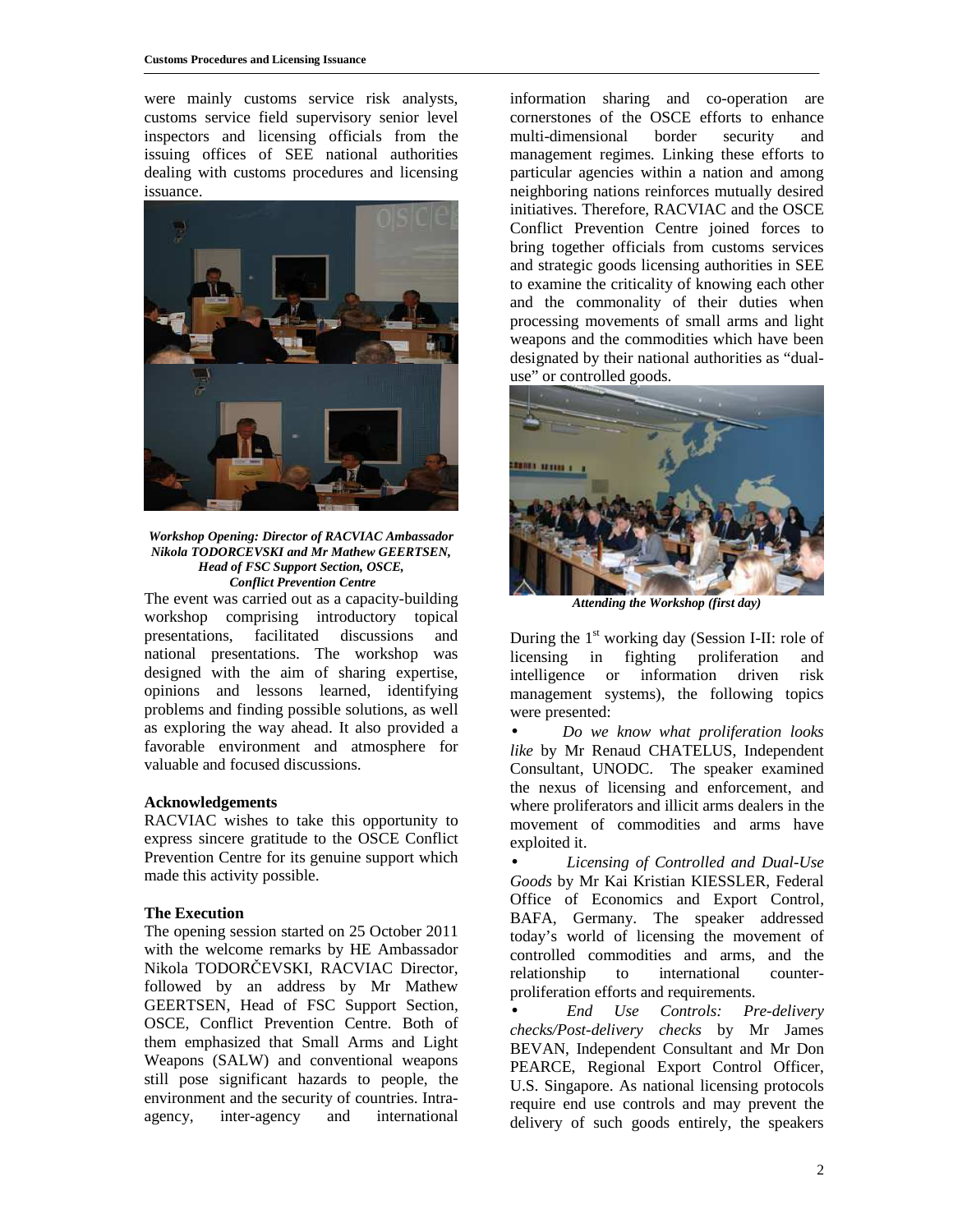were mainly customs service risk analysts, customs service field supervisory senior level inspectors and licensing officials from the issuing offices of SEE national authorities dealing with customs procedures and licensing issuance.

***Workshop Opening: Director of RACVIAC Ambassador Nikola TODORCEVSKI and Mr Mathew GEERTSEN, Head of FSC Support Section, OSCE, Conflict Prevention Centre***

The event was carried out as a capacity-building workshop comprising introductory topical presentations, facilitated discussions and national presentations. The workshop was designed with the aim of sharing expertise, opinions and lessons learned, identifying problems and finding possible solutions, as well as exploring the way ahead. It also provided a favorable environment and atmosphere for valuable and focused discussions.

**Acknowledgements**

RACVIAC wishes to take this opportunity to express sincere gratitude to the OSCE Conflict Prevention Centre for its genuine support which made this activity possible.

**The Execution**

The opening session started on 25 October 2011 with the welcome remarks by HE Ambassador Nikola TODORČEVSKI, RACVIAC Director, followed by an address by Mr Mathew GEERTSEN, Head of FSC Support Section, OSCE, Conflict Prevention Centre. Both of them emphasized that Small Arms and Light Weapons (SALW) and conventional weapons still pose significant hazards to people, the environment and the security of countries. Intra-agency, inter-agency and international information sharing and co-operation are cornerstones of the OSCE efforts to enhance multi-dimensional border security and management regimes. Linking these efforts to particular agencies within a nation and among neighboring nations reinforces mutually desired initiatives. Therefore, RACVIAC and the OSCE Conflict Prevention Centre joined forces to bring together officials from customs services and strategic goods licensing authorities in SEE to examine the criticality of knowing each other and the commonality of their duties when processing movements of small arms and light weapons and the commodities which have been designated by their national authorities as "dual-use" or controlled goods.

***Attending the Workshop (first day)***

During the 1st working day (Session I-II: role of licensing in fighting proliferation and intelligence or information driven risk management systems), the following topics were presented:

- *Do we know what proliferation looks like* by Mr Renaud CHATELUS, Independent Consultant, UNODC. The speaker examined the nexus of licensing and enforcement, and where proliferators and illicit arms dealers in the movement of commodities and arms have exploited it.
- *Licensing of Controlled and Dual-Use Goods* by Mr Kai Kristian KIESSLER, Federal Office of Economics and Export Control, BAFA, Germany. The speaker addressed today's world of licensing the movement of controlled commodities and arms, and the relationship to international counter-proliferation efforts and requirements.
- *End Use Controls: Pre-delivery checks/Post-delivery checks* by Mr James BEVAN, Independent Consultant and Mr Don PEARCE, Regional Export Control Officer, U.S. Singapore. As national licensing protocols require end use controls and may prevent the delivery of such goods entirely, the speakers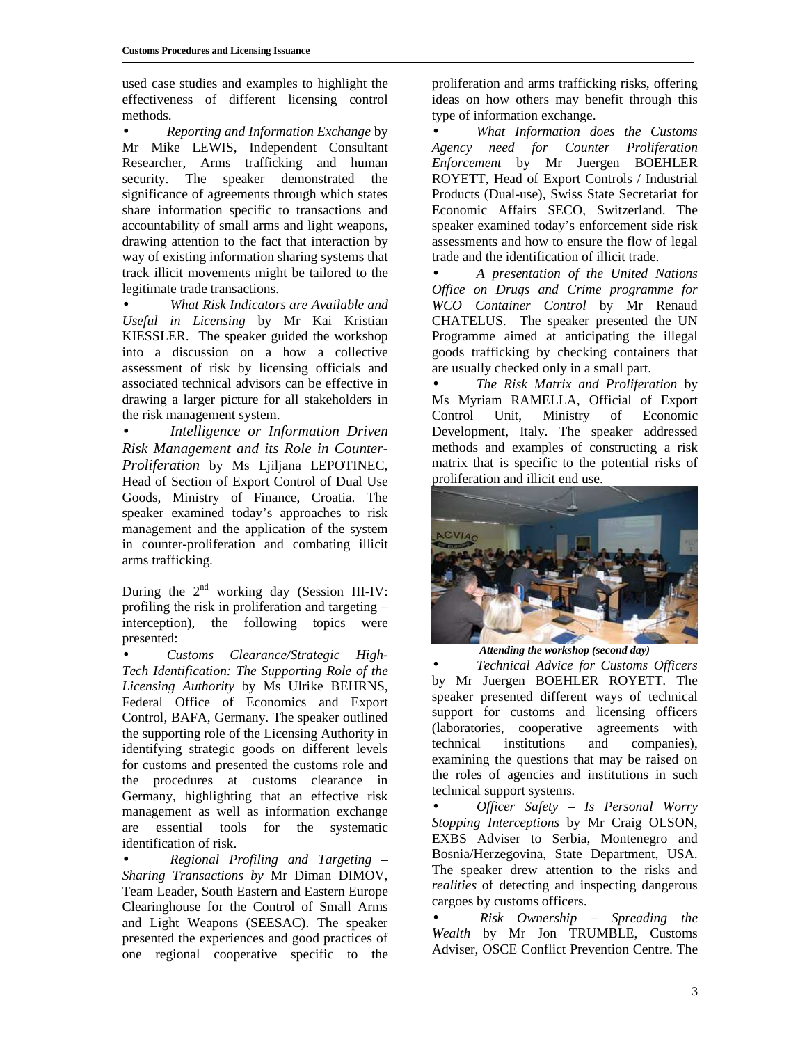used case studies and examples to highlight the effectiveness of different licensing control methods.

- *Reporting and Information Exchange* by Mr Mike LEWIS, Independent Consultant Researcher, Arms trafficking and human security. The speaker demonstrated the significance of agreements through which states share information specific to transactions and accountability of small arms and light weapons, drawing attention to the fact that interaction by way of existing information sharing systems that track illicit movements might be tailored to the legitimate trade transactions.
- *What Risk Indicators are Available and Useful in Licensing* by Mr Kai Kristian KIESSLER. The speaker guided the workshop into a discussion on a how a collective assessment of risk by licensing officials and associated technical advisors can be effective in drawing a larger picture for all stakeholders in the risk management system.
- *Intelligence or Information Driven Risk Management and its Role in Counter-Proliferation* by Ms Ljiljana LEPOTINEC, Head of Section of Export Control of Dual Use Goods, Ministry of Finance, Croatia. The speaker examined today's approaches to risk management and the application of the system in counter-proliferation and combating illicit arms trafficking.

During the 2nd working day (Session III-IV: profiling the risk in proliferation and targeting – interception), the following topics were presented:

- *Customs Clearance/Strategic High-Tech Identification: The Supporting Role of the Licensing Authority* by Ms Ulrike BEHRNS, Federal Office of Economics and Export Control, BAFA, Germany. The speaker outlined the supporting role of the Licensing Authority in identifying strategic goods on different levels for customs and presented the customs role and the procedures at customs clearance in Germany, highlighting that an effective risk management as well as information exchange are essential tools for the systematic identification of risk.
- *Regional Profiling and Targeting – Sharing Transactions by* Mr Diman DIMOV, Team Leader, South Eastern and Eastern Europe Clearinghouse for the Control of Small Arms and Light Weapons (SEESAC). The speaker presented the experiences and good practices of one regional cooperative specific to the proliferation and arms trafficking risks, offering ideas on how others may benefit through this type of information exchange.
- *What Information does the Customs Agency need for Counter Proliferation Enforcement* by Mr Juergen BOEHLER ROYETT, Head of Export Controls / Industrial Products (Dual-use), Swiss State Secretariat for Economic Affairs SECO, Switzerland. The speaker examined today's enforcement side risk assessments and how to ensure the flow of legal trade and the identification of illicit trade.
- *A presentation of the United Nations Office on Drugs and Crime programme for WCO Container Control* by Mr Renaud CHATELUS. The speaker presented the UN Programme aimed at anticipating the illegal goods trafficking by checking containers that are usually checked only in a small part.
- *The Risk Matrix and Proliferation* by Ms Myriam RAMELLA, Official of Export Control Unit, Ministry of Economic Development, Italy. The speaker addressed methods and examples of constructing a risk matrix that is specific to the potential risks of proliferation and illicit end use.

***Attending the workshop (second day)***

- *Technical Advice for Customs Officers* by Mr Juergen BOEHLER ROYETT. The speaker presented different ways of technical support for customs and licensing officers (laboratories, cooperative agreements with technical institutions and companies), examining the questions that may be raised on the roles of agencies and institutions in such technical support systems.
- *Officer Safety – Is Personal Worry Stopping Interceptions* by Mr Craig OLSON, EXBS Adviser to Serbia, Montenegro and Bosnia/Herzegovina, State Department, USA. The speaker drew attention to the risks and *realities* of detecting and inspecting dangerous cargoes by customs officers.
- *Risk Ownership – Spreading the Wealth* by Mr Jon TRUMBLE, Customs Adviser, OSCE Conflict Prevention Centre. The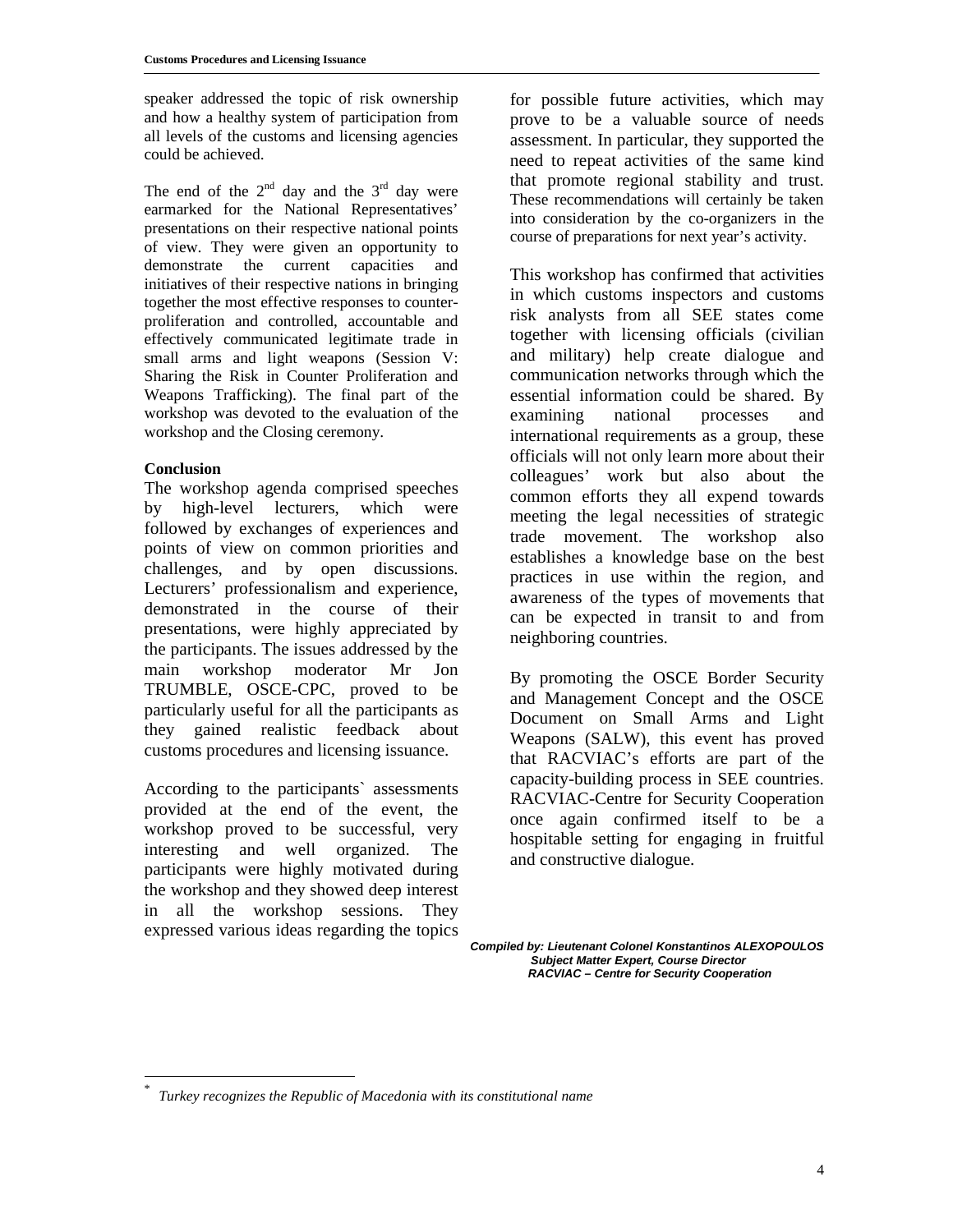speaker addressed the topic of risk ownership and how a healthy system of participation from all levels of the customs and licensing agencies could be achieved.

The end of the 2nd day and the 3rd day were earmarked for the National Representatives' presentations on their respective national points of view. They were given an opportunity to demonstrate the current capacities and initiatives of their respective nations in bringing together the most effective responses to counter-proliferation and controlled, accountable and effectively communicated legitimate trade in small arms and light weapons (Session V: Sharing the Risk in Counter Proliferation and Weapons Trafficking). The final part of the workshop was devoted to the evaluation of the workshop and the Closing ceremony.

**Conclusion**

The workshop agenda comprised speeches by high-level lecturers, which were followed by exchanges of experiences and points of view on common priorities and challenges, and by open discussions. Lecturers' professionalism and experience, demonstrated in the course of their presentations, were highly appreciated by the participants. The issues addressed by the main workshop moderator Mr Jon TRUMBLE, OSCE-CPC, proved to be particularly useful for all the participants as they gained realistic feedback about customs procedures and licensing issuance.

According to the participants` assessments provided at the end of the event, the workshop proved to be successful, very interesting and well organized. The participants were highly motivated during the workshop and they showed deep interest in all the workshop sessions. They expressed various ideas regarding the topics for possible future activities, which may prove to be a valuable source of needs assessment. In particular, they supported the need to repeat activities of the same kind that promote regional stability and trust. These recommendations will certainly be taken into consideration by the co-organizers in the course of preparations for next year's activity.

This workshop has confirmed that activities in which customs inspectors and customs risk analysts from all SEE states come together with licensing officials (civilian and military) help create dialogue and communication networks through which the essential information could be shared. By examining national processes and international requirements as a group, these officials will not only learn more about their colleagues' work but also about the common efforts they all expend towards meeting the legal necessities of strategic trade movement. The workshop also establishes a knowledge base on the best practices in use within the region, and awareness of the types of movements that can be expected in transit to and from neighboring countries.

By promoting the OSCE Border Security and Management Concept and the OSCE Document on Small Arms and Light Weapons (SALW), this event has proved that RACVIAC's efforts are part of the capacity-building process in SEE countries. RACVIAC-Centre for Security Cooperation once again confirmed itself to be a hospitable setting for engaging in fruitful and constructive dialogue.

***Compiled by: Lieutenant Colonel Konstantinos ALEXOPOULOS***
***Subject Matter Expert, Course Director***
***RACVIAC – Centre for Security Cooperation***

---

\* *Turkey recognizes the Republic of Macedonia with its constitutional name*